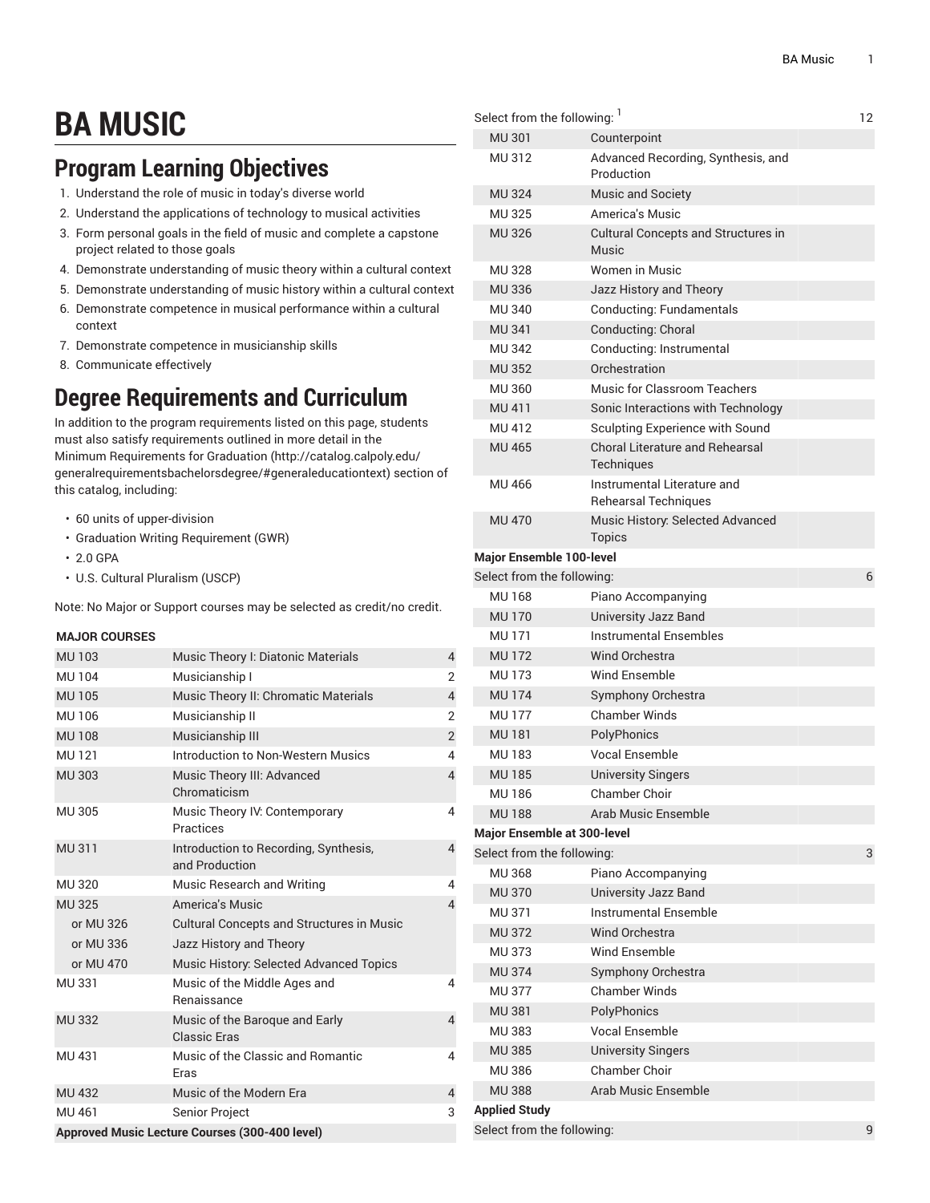# BA MUSIC

## Program Learning Objectives

1. Understand the role of music in today's diverse world
2. Understand the applications of technology to musical activities
3. Form personal goals in the field of music and complete a capstone project related to those goals
4. Demonstrate understanding of music theory within a cultural context
5. Demonstrate understanding of music history within a cultural context
6. Demonstrate competence in musical performance within a cultural context
7. Demonstrate competence in musicianship skills
8. Communicate effectively

## Degree Requirements and Curriculum

In addition to the program requirements listed on this page, students must also satisfy requirements outlined in more detail in the Minimum Requirements for Graduation (http://catalog.calpoly.edu/generalrequirementsbachelorsdegree/#generaleducationtext) section of this catalog, including:

- 60 units of upper-division
- Graduation Writing Requirement (GWR)
- 2.0 GPA
- U.S. Cultural Pluralism (USCP)

Note: No Major or Support courses may be selected as credit/no credit.

| MAJOR COURSES | | |
|---|---|---|
| MU 103 | Music Theory I: Diatonic Materials | 4 |
| MU 104 | Musicianship I | 2 |
| MU 105 | Music Theory II: Chromatic Materials | 4 |
| MU 106 | Musicianship II | 2 |
| MU 108 | Musicianship III | 2 |
| MU 121 | Introduction to Non-Western Musics | 4 |
| MU 303 | Music Theory III: Advanced Chromaticism | 4 |
| MU 305 | Music Theory IV: Contemporary Practices | 4 |
| MU 311 | Introduction to Recording, Synthesis, and Production | 4 |
| MU 320 | Music Research and Writing | 4 |
| MU 325 | America's Music | 4 |
| or MU 326 | Cultural Concepts and Structures in Music | |
| or MU 336 | Jazz History and Theory | |
| or MU 470 | Music History: Selected Advanced Topics | |
| MU 331 | Music of the Middle Ages and Renaissance | 4 |
| MU 332 | Music of the Baroque and Early Classic Eras | 4 |
| MU 431 | Music of the Classic and Romantic Eras | 4 |
| MU 432 | Music of the Modern Era | 4 |
| MU 461 | Senior Project | 3 |
| **Approved Music Lecture Courses (300-400 level)** | | |
| Select from the following: [1] | | 12 |
| MU 301 | Counterpoint | |
| MU 312 | Advanced Recording, Synthesis, and Production | |
| MU 324 | Music and Society | |
| MU 325 | America's Music | |
| MU 326 | Cultural Concepts and Structures in Music | |
| MU 328 | Women in Music | |
| MU 336 | Jazz History and Theory | |
| MU 340 | Conducting: Fundamentals | |
| MU 341 | Conducting: Choral | |
| MU 342 | Conducting: Instrumental | |
| MU 352 | Orchestration | |
| MU 360 | Music for Classroom Teachers | |
| MU 411 | Sonic Interactions with Technology | |
| MU 412 | Sculpting Experience with Sound | |
| MU 465 | Choral Literature and Rehearsal Techniques | |
| MU 466 | Instrumental Literature and Rehearsal Techniques | |
| MU 470 | Music History: Selected Advanced Topics | |
| **Major Ensemble 100-level** | | |
| Select from the following: | | 6 |
| MU 168 | Piano Accompanying | |
| MU 170 | University Jazz Band | |
| MU 171 | Instrumental Ensembles | |
| MU 172 | Wind Orchestra | |
| MU 173 | Wind Ensemble | |
| MU 174 | Symphony Orchestra | |
| MU 177 | Chamber Winds | |
| MU 181 | PolyPhonics | |
| MU 183 | Vocal Ensemble | |
| MU 185 | University Singers | |
| MU 186 | Chamber Choir | |
| MU 188 | Arab Music Ensemble | |
| **Major Ensemble at 300-level** | | |
| Select from the following: | | 3 |
| MU 368 | Piano Accompanying | |
| MU 370 | University Jazz Band | |
| MU 371 | Instrumental Ensemble | |
| MU 372 | Wind Orchestra | |
| MU 373 | Wind Ensemble | |
| MU 374 | Symphony Orchestra | |
| MU 377 | Chamber Winds | |
| MU 381 | PolyPhonics | |
| MU 383 | Vocal Ensemble | |
| MU 385 | University Singers | |
| MU 386 | Chamber Choir | |
| MU 388 | Arab Music Ensemble | |
| **Applied Study** | | |
| Select from the following: | | 9 |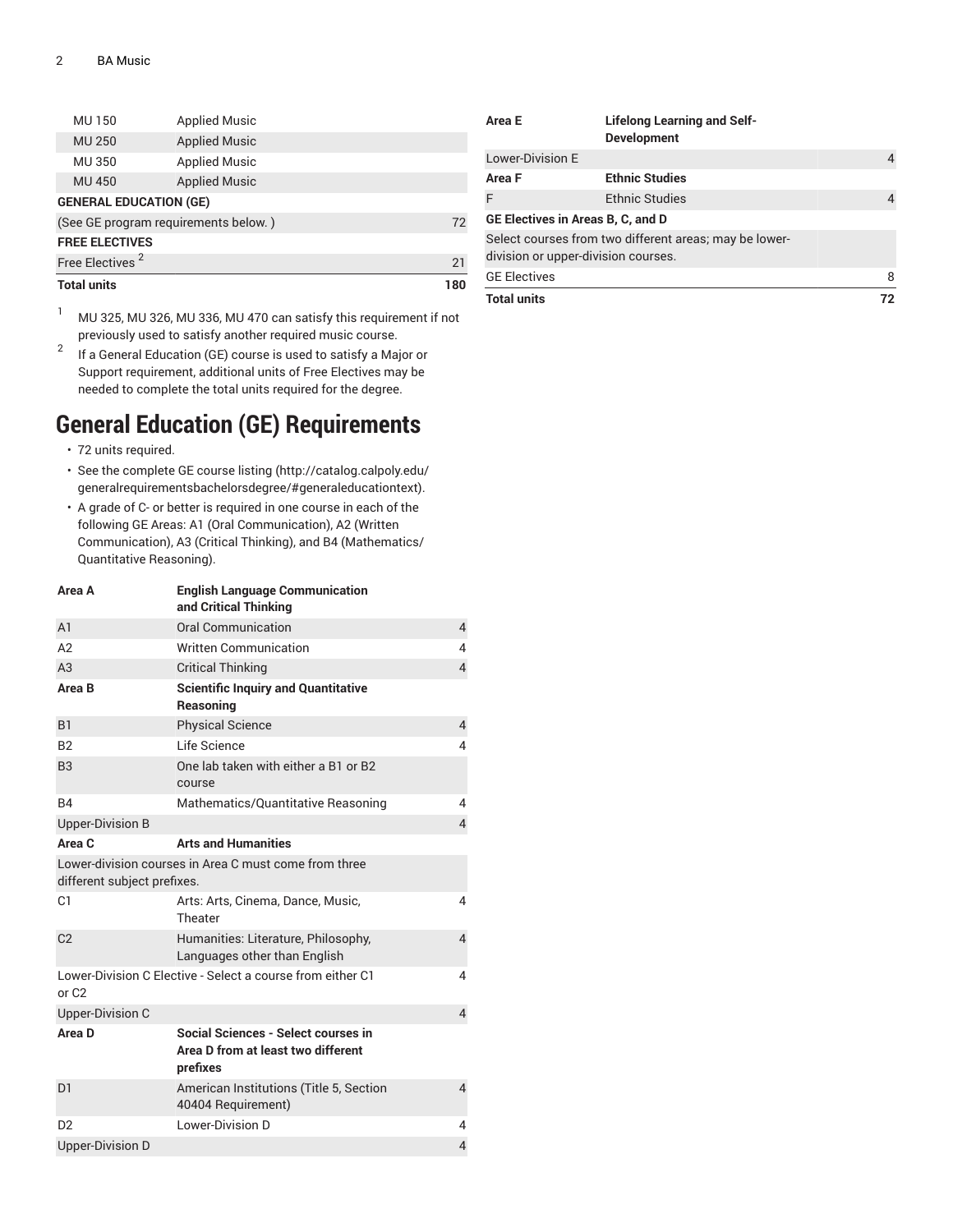| | | |
|---|---|---|
| MU 150 | Applied Music | |
| MU 250 | Applied Music | |
| MU 350 | Applied Music | |
| MU 450 | Applied Music | |
| **GENERAL EDUCATION (GE)** | | |
| (See GE program requirements below. ) | | 72 |
| **FREE ELECTIVES** | | |
| Free Electives [2] | | 21 |
| **Total units** | | **180** |

[1] MU 325, MU 326, MU 336, MU 470 can satisfy this requirement if not previously used to satisfy another required music course.

[2] If a General Education (GE) course is used to satisfy a Major or Support requirement, additional units of Free Electives may be needed to complete the total units required for the degree.

# General Education (GE) Requirements

- 72 units required.
- See the complete GE course listing (http://catalog.calpoly.edu/generalrequirementsbachelorsdegree/#generaleducationtext).
- A grade of C- or better is required in one course in each of the following GE Areas: A1 (Oral Communication), A2 (Written Communication), A3 (Critical Thinking), and B4 (Mathematics/Quantitative Reasoning).

| | | |
|---|---|---|
| **Area A** | **English Language Communication and Critical Thinking** | |
| A1 | Oral Communication | 4 |
| A2 | Written Communication | 4 |
| A3 | Critical Thinking | 4 |
| **Area B** | **Scientific Inquiry and Quantitative Reasoning** | |
| B1 | Physical Science | 4 |
| B2 | Life Science | 4 |
| B3 | One lab taken with either a B1 or B2 course | |
| B4 | Mathematics/Quantitative Reasoning | 4 |
| Upper-Division B | | 4 |
| **Area C** | **Arts and Humanities** | |
| Lower-division courses in Area C must come from three different subject prefixes. | | |
| C1 | Arts: Arts, Cinema, Dance, Music, Theater | 4 |
| C2 | Humanities: Literature, Philosophy, Languages other than English | 4 |
| Lower-Division C Elective - Select a course from either C1 or C2 | | 4 |
| Upper-Division C | | 4 |
| **Area D** | **Social Sciences - Select courses in Area D from at least two different prefixes** | |
| D1 | American Institutions (Title 5, Section 40404 Requirement) | 4 |
| D2 | Lower-Division D | 4 |
| Upper-Division D | | 4 |
| **Area E** | **Lifelong Learning and Self-Development** | |
| Lower-Division E | | 4 |
| **Area F** | **Ethnic Studies** | |
| F | Ethnic Studies | 4 |
| **GE Electives in Areas B, C, and D** | | |
| Select courses from two different areas; may be lower-division or upper-division courses. | | |
| GE Electives | | 8 |
| **Total units** | | **72** |